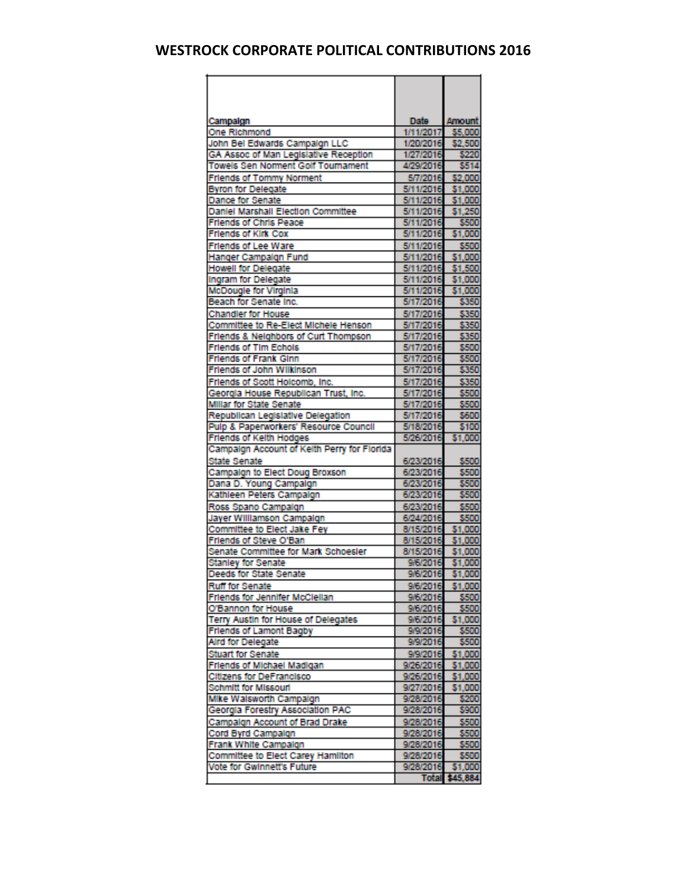# WESTROCK CORPORATE POLITICAL CONTRIBUTIONS 2016

| Campaign | Date | Amount |
|---|---|---|
| One Richmond | 1/11/2017 | $5,000 |
| John Bel Edwards Campaign LLC | 1/20/2016 | $2,500 |
| GA Assoc of Man Legislative Reception | 1/27/2016 | $220 |
| Towels Sen Norment Golf Tournament | 4/29/2016 | $514 |
| Friends of Tommy Norment | 5/7/2016 | $2,000 |
| Byron for Delegate | 5/11/2016 | $1,000 |
| Dance for Senate | 5/11/2016 | $1,000 |
| Daniel Marshall Election Committee | 5/11/2016 | $1,250 |
| Friends of Chris Peace | 5/11/2016 | $500 |
| Friends of Kirk Cox | 5/11/2016 | $1,000 |
| Friends of Lee Ware | 5/11/2016 | $500 |
| Hanger Campaign Fund | 5/11/2016 | $1,000 |
| Howell for Delegate | 5/11/2016 | $1,500 |
| Ingram for Delegate | 5/11/2016 | $1,000 |
| McDougle for Virginia | 5/11/2016 | $1,000 |
| Beach for Senate Inc. | 5/17/2016 | $350 |
| Chandler for House | 5/17/2016 | $350 |
| Committee to Re-Elect Michele Henson | 5/17/2016 | $350 |
| Friends & Neighbors of Curt Thompson | 5/17/2016 | $350 |
| Friends of Tim Echols | 5/17/2016 | $500 |
| Friends of Frank Ginn | 5/17/2016 | $500 |
| Friends of John Wilkinson | 5/17/2016 | $350 |
| Friends of Scott Holcomb, Inc. | 5/17/2016 | $350 |
| Georgia House Republican Trust, Inc. | 5/17/2016 | $500 |
| Millar for State Senate | 5/17/2016 | $500 |
| Republican Legislative Delegation | 5/17/2016 | $600 |
| Pulp & Paperworkers' Resource Council | 5/18/2016 | $100 |
| Friends of Keith Hodges | 5/26/2016 | $1,000 |
| Campaign Account of Keith Perry for Florida State Senate | 6/23/2016 | $500 |
| Campaign to Elect Doug Broxson | 6/23/2016 | $500 |
| Dana D. Young Campaign | 6/23/2016 | $500 |
| Kathleen Peters Campaign | 6/23/2016 | $500 |
| Ross Spano Campaign | 6/23/2016 | $500 |
| Jayer Williamson Campaign | 6/24/2016 | $500 |
| Committee to Elect Jake Fey | 8/15/2016 | $1,000 |
| Friends of Steve O'Ban | 8/15/2016 | $1,000 |
| Senate Committee for Mark Schoesler | 8/15/2016 | $1,000 |
| Stanley for Senate | 9/6/2016 | $1,000 |
| Deeds for State Senate | 9/6/2016 | $1,000 |
| Ruff for Senate | 9/6/2016 | $1,000 |
| Friends for Jennifer McClellan | 9/6/2016 | $500 |
| O'Bannon for House | 9/6/2016 | $500 |
| Terry Austin for House of Delegates | 9/6/2016 | $1,000 |
| Friends of Lamont Bagby | 9/9/2016 | $500 |
| Aird for Delegate | 9/9/2016 | $500 |
| Stuart for Senate | 9/9/2016 | $1,000 |
| Friends of Michael Madigan | 9/26/2016 | $1,000 |
| Citizens for DeFrancisco | 9/26/2016 | $1,000 |
| Schmitt for Missouri | 9/27/2016 | $1,000 |
| Mike Walsworth Campaign | 9/28/2016 | $200 |
| Georgia Forestry Association PAC | 9/28/2016 | $900 |
| Campaign Account of Brad Drake | 9/28/2016 | $500 |
| Cord Byrd Campaign | 9/28/2016 | $500 |
| Frank White Campaign | 9/28/2016 | $500 |
| Committee to Elect Carey Hamilton | 9/28/2016 | $500 |
| Vote for Gwinnett's Future | 9/28/2016 | $1,000 |
| | Total | $45,884 |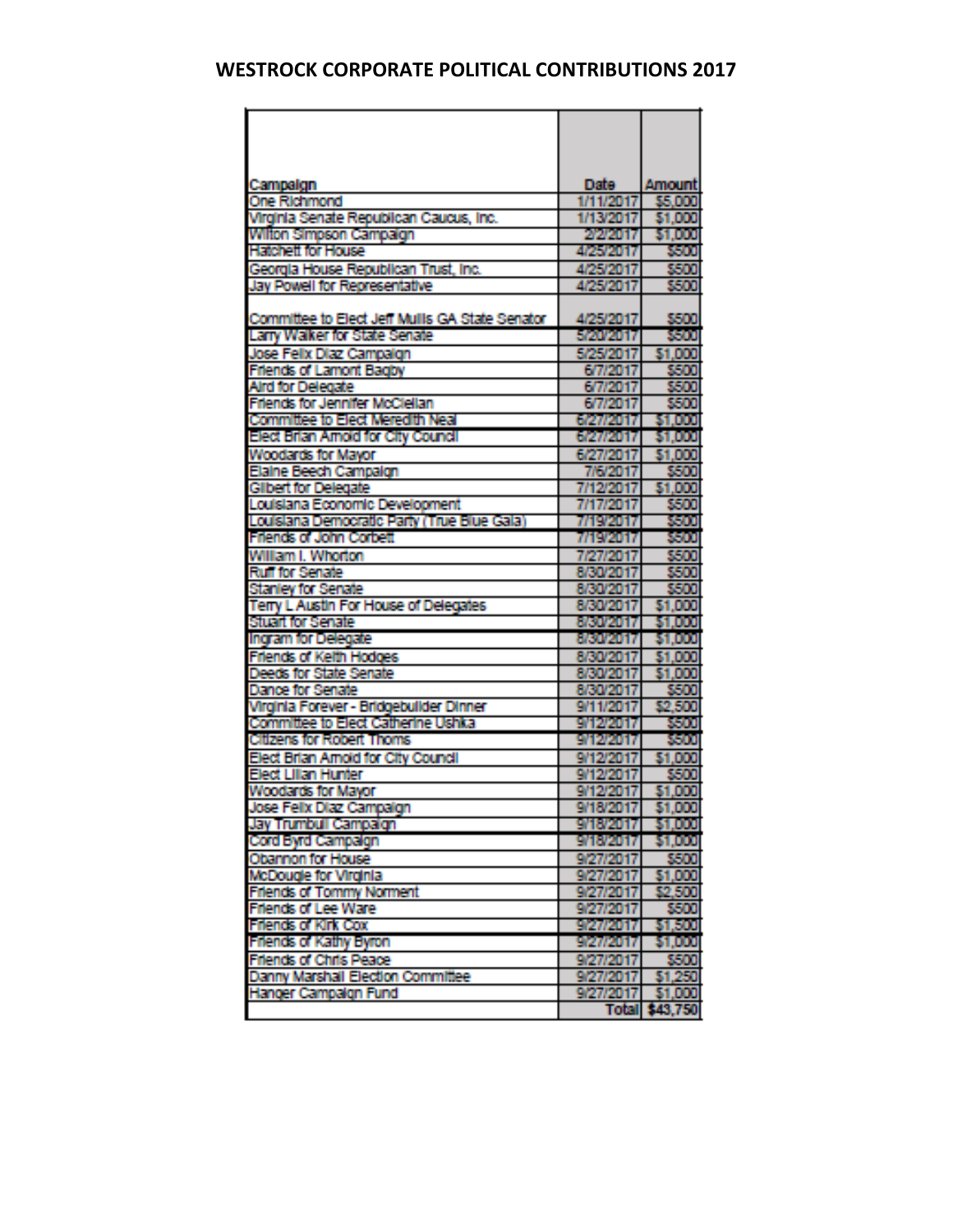# WESTROCK CORPORATE POLITICAL CONTRIBUTIONS 2017

| Campaign | Date | Amount |
|---|---|---|
| One Richmond | 1/11/2017 | $5,000 |
| Virginia Senate Republican Caucus, Inc. | 1/13/2017 | $1,000 |
| Wilton Simpson Campaign | 2/2/2017 | $1,000 |
| Hatchett for House | 4/25/2017 | $500 |
| Georgia House Republican Trust, Inc. | 4/25/2017 | $500 |
| Jay Powell for Representative | 4/25/2017 | $500 |
| Committee to Elect Jeff Mullis GA State Senator | 4/25/2017 | $500 |
| Larry Walker for State Senate | 5/20/2017 | $500 |
| Jose Felix Diaz Campaign | 5/25/2017 | $1,000 |
| Friends of Lamont Bagby | 6/7/2017 | $500 |
| Aird for Delegate | 6/7/2017 | $500 |
| Friends for Jennifer McClellan | 6/7/2017 | $500 |
| Committee to Elect Meredith Neal | 6/27/2017 | $1,000 |
| Elect Brian Arnold for City Council | 6/27/2017 | $1,000 |
| Woodards for Mayor | 6/27/2017 | $1,000 |
| Elaine Beech Campaign | 7/6/2017 | $500 |
| Gilbert for Delegate | 7/12/2017 | $1,000 |
| Louisiana Economic Development | 7/17/2017 | $500 |
| Louisiana Democratic Party (True Blue Gala) | 7/19/2017 | $500 |
| Friends of John Corbett | 7/19/2017 | $500 |
| William I. Whorton | 7/27/2017 | $500 |
| Ruff for Senate | 8/30/2017 | $500 |
| Stanley for Senate | 8/30/2017 | $500 |
| Terry L Austin For House of Delegates | 8/30/2017 | $1,000 |
| Stuart for Senate | 8/30/2017 | $1,000 |
| Ingram for Delegate | 8/30/2017 | $1,000 |
| Friends of Keith Hodges | 8/30/2017 | $1,000 |
| Deeds for State Senate | 8/30/2017 | $1,000 |
| Dance for Senate | 8/30/2017 | $500 |
| Virginia Forever - Bridgebuilder Dinner | 9/11/2017 | $2,500 |
| Committee to Elect Catherine Ushka | 9/12/2017 | $500 |
| Citizens for Robert Thoms | 9/12/2017 | $500 |
| Elect Brian Arnold for City Council | 9/12/2017 | $1,000 |
| Elect Lilian Hunter | 9/12/2017 | $500 |
| Woodards for Mayor | 9/12/2017 | $1,000 |
| Jose Felix Diaz Campaign | 9/18/2017 | $1,000 |
| Jay Trumbull Campaign | 9/18/2017 | $1,000 |
| Cord Byrd Campaign | 9/18/2017 | $1,000 |
| Obannon for House | 9/27/2017 | $500 |
| McDougle for Virginia | 9/27/2017 | $1,000 |
| Friends of Tommy Norment | 9/27/2017 | $2,500 |
| Friends of Lee Ware | 9/27/2017 | $500 |
| Friends of Kirk Cox | 9/27/2017 | $1,500 |
| Friends of Kathy Byron | 9/27/2017 | $1,000 |
| Friends of Chris Peace | 9/27/2017 | $500 |
| Danny Marshall Election Committee | 9/27/2017 | $1,250 |
| Hanger Campaign Fund | 9/27/2017 | $1,000 |
| | Total | $43,750 |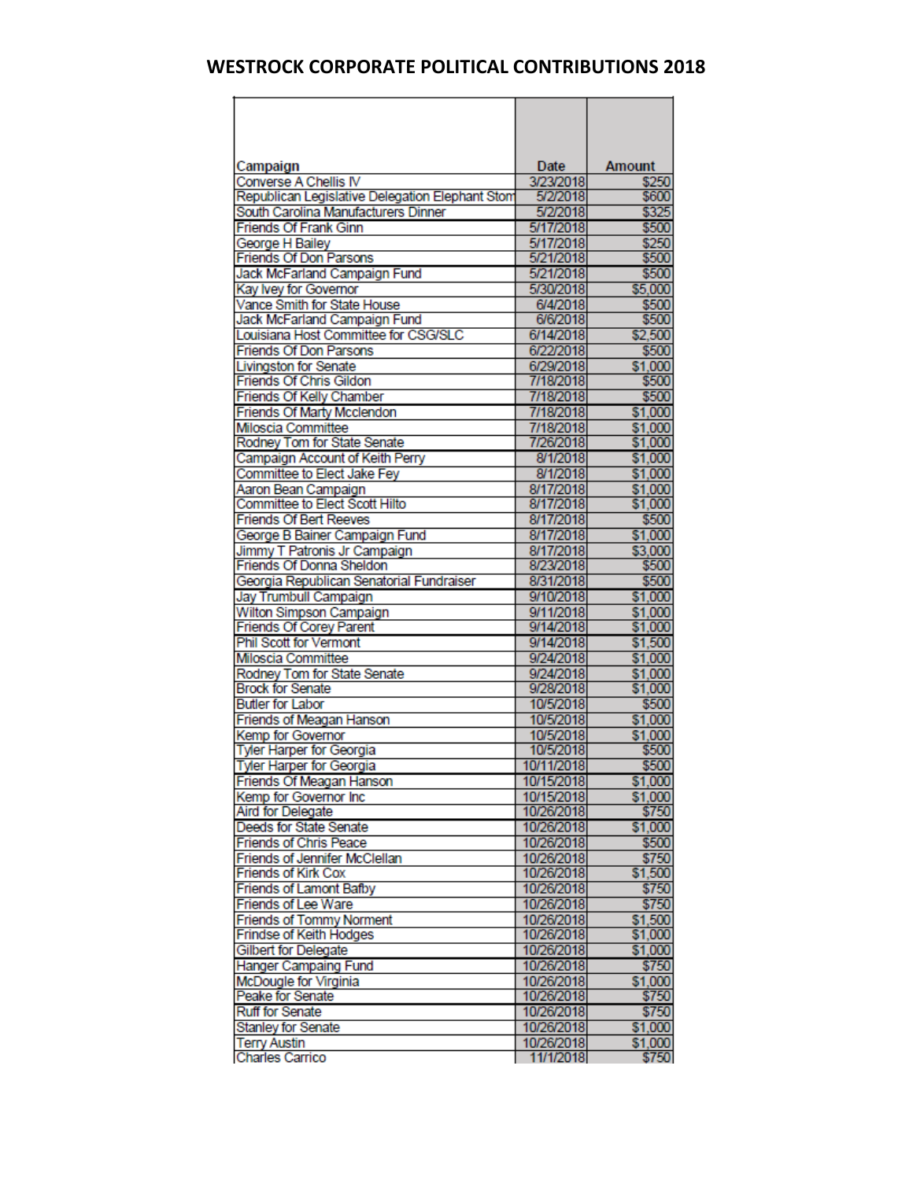# WESTROCK CORPORATE POLITICAL CONTRIBUTIONS 2018

| Campaign | Date | Amount |
|---|---|---|
| Converse A Chellis IV | 3/23/2018 | $250 |
| Republican Legislative Delegation Elephant Stom | 5/2/2018 | $600 |
| South Carolina Manufacturers Dinner | 5/2/2018 | $325 |
| Friends Of Frank Ginn | 5/17/2018 | $500 |
| George H Bailey | 5/17/2018 | $250 |
| Friends Of Don Parsons | 5/21/2018 | $500 |
| Jack McFarland Campaign Fund | 5/21/2018 | $500 |
| Kay Ivey for Governor | 5/30/2018 | $5,000 |
| Vance Smith for State House | 6/4/2018 | $500 |
| Jack McFarland Campaign Fund | 6/6/2018 | $500 |
| Louisiana Host Committee for CSG/SLC | 6/14/2018 | $2,500 |
| Friends Of Don Parsons | 6/22/2018 | $500 |
| Livingston for Senate | 6/29/2018 | $1,000 |
| Friends Of Chris Gildon | 7/18/2018 | $500 |
| Friends Of Kelly Chamber | 7/18/2018 | $500 |
| Friends Of Marty Mcclendon | 7/18/2018 | $1,000 |
| Miloscia Committee | 7/18/2018 | $1,000 |
| Rodney Tom for State Senate | 7/26/2018 | $1,000 |
| Campaign Account of Keith Perry | 8/1/2018 | $1,000 |
| Committee to Elect Jake Fey | 8/1/2018 | $1,000 |
| Aaron Bean Campaign | 8/17/2018 | $1,000 |
| Committee to Elect Scott Hilto | 8/17/2018 | $1,000 |
| Friends Of Bert Reeves | 8/17/2018 | $500 |
| George B Bainer Campaign Fund | 8/17/2018 | $1,000 |
| Jimmy T Patronis Jr Campaign | 8/17/2018 | $3,000 |
| Friends Of Donna Sheldon | 8/23/2018 | $500 |
| Georgia Republican Senatorial Fundraiser | 8/31/2018 | $500 |
| Jay Trumbull Campaign | 9/10/2018 | $1,000 |
| Wilton Simpson Campaign | 9/11/2018 | $1,000 |
| Friends Of Corey Parent | 9/14/2018 | $1,000 |
| Phil Scott for Vermont | 9/14/2018 | $1,500 |
| Miloscia Committee | 9/24/2018 | $1,000 |
| Rodney Tom for State Senate | 9/24/2018 | $1,000 |
| Brock for Senate | 9/28/2018 | $1,000 |
| Butler for Labor | 10/5/2018 | $500 |
| Friends of Meagan Hanson | 10/5/2018 | $1,000 |
| Kemp for Governor | 10/5/2018 | $1,000 |
| Tyler Harper for Georgia | 10/5/2018 | $500 |
| Tyler Harper for Georgia | 10/11/2018 | $500 |
| Friends Of Meagan Hanson | 10/15/2018 | $1,000 |
| Kemp for Governor Inc | 10/15/2018 | $1,000 |
| Aird for Delegate | 10/26/2018 | $750 |
| Deeds for State Senate | 10/26/2018 | $1,000 |
| Friends of Chris Peace | 10/26/2018 | $500 |
| Friends of Jennifer McClellan | 10/26/2018 | $750 |
| Friends of Kirk Cox | 10/26/2018 | $1,500 |
| Friends of Lamont Bafby | 10/26/2018 | $750 |
| Friends of Lee Ware | 10/26/2018 | $750 |
| Friends of Tommy Norment | 10/26/2018 | $1,500 |
| Frindse of Keith Hodges | 10/26/2018 | $1,000 |
| Gilbert for Delegate | 10/26/2018 | $1,000 |
| Hanger Campaing Fund | 10/26/2018 | $750 |
| McDougle for Virginia | 10/26/2018 | $1,000 |
| Peake for Senate | 10/26/2018 | $750 |
| Ruff for Senate | 10/26/2018 | $750 |
| Stanley for Senate | 10/26/2018 | $1,000 |
| Terry Austin | 10/26/2018 | $1,000 |
| Charles Carrico | 11/1/2018 | $750 |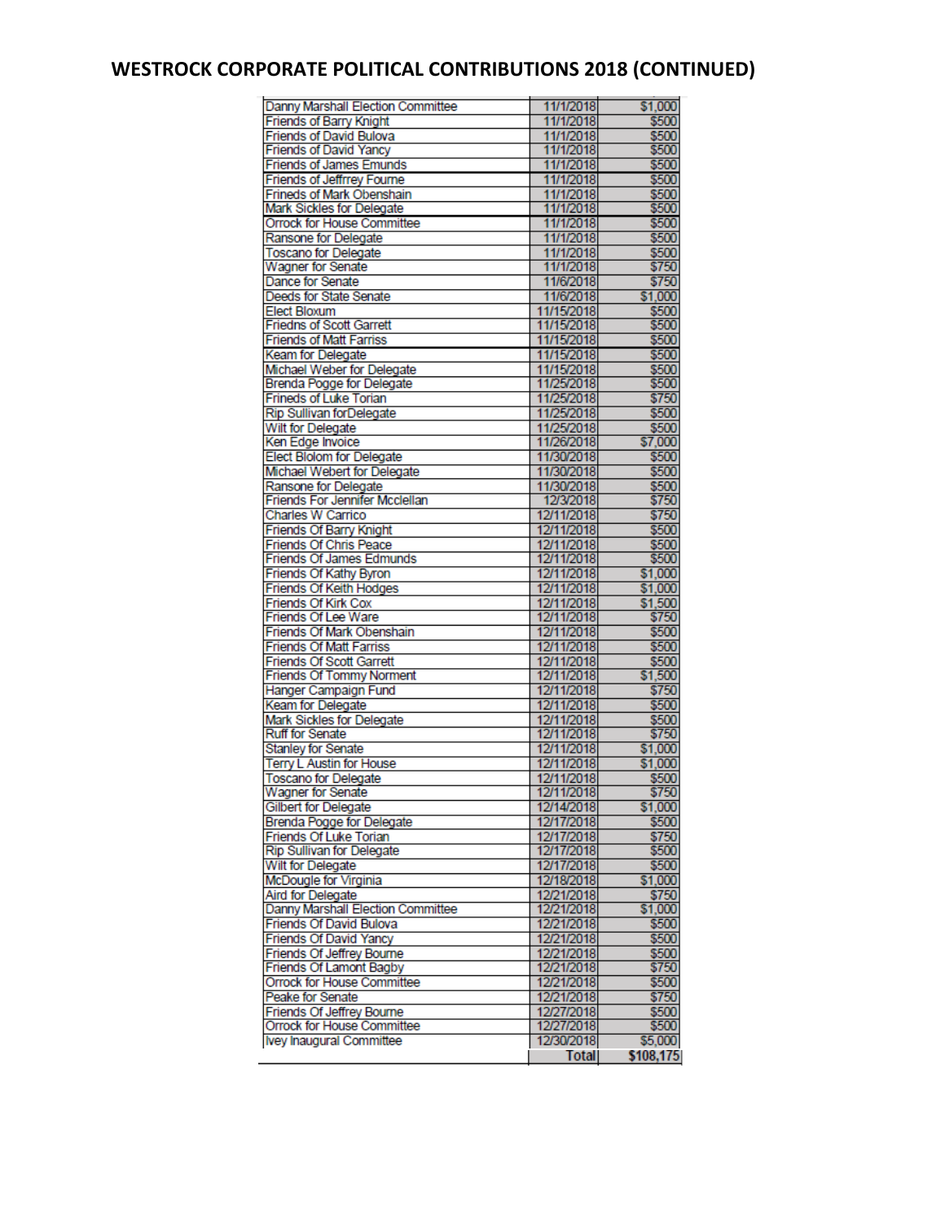# WESTROCK CORPORATE POLITICAL CONTRIBUTIONS 2018 (CONTINUED)

| | | |
|---|---|---|
| Danny Marshall Election Committee | 11/1/2018 | $1,000 |
| Friends of Barry Knight | 11/1/2018 | $500 |
| Friends of David Bulova | 11/1/2018 | $500 |
| Friends of David Yancy | 11/1/2018 | $500 |
| Friends of James Emunds | 11/1/2018 | $500 |
| Friends of Jeffrrey Fourne | 11/1/2018 | $500 |
| Frineds of Mark Obenshain | 11/1/2018 | $500 |
| Mark Sickles for Delegate | 11/1/2018 | $500 |
| Orrock for House Committee | 11/1/2018 | $500 |
| Ransone for Delegate | 11/1/2018 | $500 |
| Toscano for Delegate | 11/1/2018 | $500 |
| Wagner for Senate | 11/1/2018 | $750 |
| Dance for Senate | 11/6/2018 | $750 |
| Deeds for State Senate | 11/6/2018 | $1,000 |
| Elect Bloxum | 11/15/2018 | $500 |
| Friedns of Scott Garrett | 11/15/2018 | $500 |
| Friends of Matt Farriss | 11/15/2018 | $500 |
| Keam for Delegate | 11/15/2018 | $500 |
| Michael Weber for Delegate | 11/15/2018 | $500 |
| Brenda Pogge for Delegate | 11/25/2018 | $500 |
| Frineds of Luke Torian | 11/25/2018 | $750 |
| Rip Sullivan forDelegate | 11/25/2018 | $500 |
| Wilt for Delegate | 11/25/2018 | $500 |
| Ken Edge Invoice | 11/26/2018 | $7,000 |
| Elect Blolom for Delegate | 11/30/2018 | $500 |
| Michael Webert for Delegate | 11/30/2018 | $500 |
| Ransone for Delegate | 11/30/2018 | $500 |
| Friends For Jennifer Mcclellan | 12/3/2018 | $750 |
| Charles W Carrico | 12/11/2018 | $750 |
| Friends Of Barry Knight | 12/11/2018 | $500 |
| Friends Of Chris Peace | 12/11/2018 | $500 |
| Friends Of James Edmunds | 12/11/2018 | $500 |
| Friends Of Kathy Byron | 12/11/2018 | $1,000 |
| Friends Of Keith Hodges | 12/11/2018 | $1,000 |
| Friends Of Kirk Cox | 12/11/2018 | $1,500 |
| Friends Of Lee Ware | 12/11/2018 | $750 |
| Friends Of Mark Obenshain | 12/11/2018 | $500 |
| Friends Of Matt Farriss | 12/11/2018 | $500 |
| Friends Of Scott Garrett | 12/11/2018 | $500 |
| Friends Of Tommy Norment | 12/11/2018 | $1,500 |
| Hanger Campaign Fund | 12/11/2018 | $750 |
| Keam for Delegate | 12/11/2018 | $500 |
| Mark Sickles for Delegate | 12/11/2018 | $500 |
| Ruff for Senate | 12/11/2018 | $750 |
| Stanley for Senate | 12/11/2018 | $1,000 |
| Terry L Austin for House | 12/11/2018 | $1,000 |
| Toscano for Delegate | 12/11/2018 | $500 |
| Wagner for Senate | 12/11/2018 | $750 |
| Gilbert for Delegate | 12/14/2018 | $1,000 |
| Brenda Pogge for Delegate | 12/17/2018 | $500 |
| Friends Of Luke Torian | 12/17/2018 | $750 |
| Rip Sullivan for Delegate | 12/17/2018 | $500 |
| Wilt for Delegate | 12/17/2018 | $500 |
| McDougle for Virginia | 12/18/2018 | $1,000 |
| Aird for Delegate | 12/21/2018 | $750 |
| Danny Marshall Election Committee | 12/21/2018 | $1,000 |
| Friends Of David Bulova | 12/21/2018 | $500 |
| Friends Of David Yancy | 12/21/2018 | $500 |
| Friends Of Jeffrey Bourne | 12/21/2018 | $500 |
| Friends Of Lamont Bagby | 12/21/2018 | $750 |
| Orrock for House Committee | 12/21/2018 | $500 |
| Peake for Senate | 12/21/2018 | $750 |
| Friends Of Jeffrey Bourne | 12/27/2018 | $500 |
| Orrock for House Committee | 12/27/2018 | $500 |
| Ivey Inaugural Committee | 12/30/2018 | $5,000 |
| | **Total** | **$108,175** |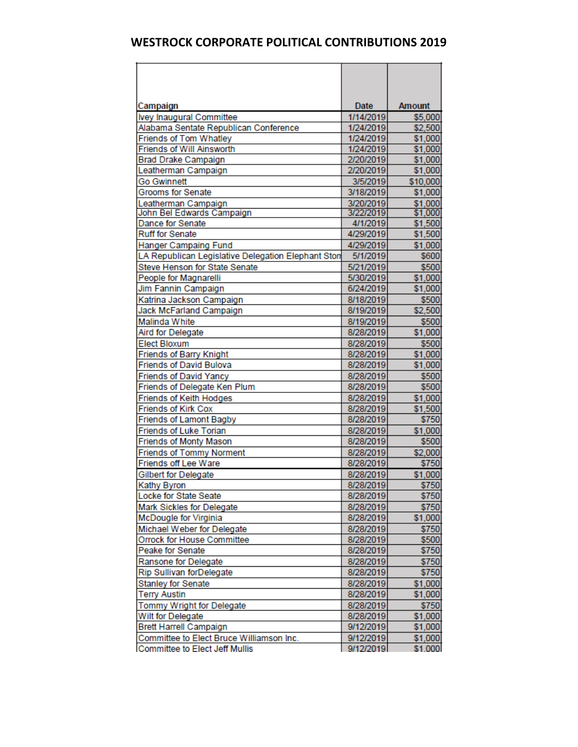# WESTROCK CORPORATE POLITICAL CONTRIBUTIONS 2019

| Campaign | Date | Amount |
|---|---|---|
| Ivey Inaugural Committee | 1/14/2019 | $5,000 |
| Alabama Sentate Republican Conference | 1/24/2019 | $2,500 |
| Friends of Tom Whatley | 1/24/2019 | $1,000 |
| Friends of Will Ainsworth | 1/24/2019 | $1,000 |
| Brad Drake Campaign | 2/20/2019 | $1,000 |
| Leatherman Campaign | 2/20/2019 | $1,000 |
| Go Gwinnett | 3/5/2019 | $10,000 |
| Grooms for Senate | 3/18/2019 | $1,000 |
| Leatherman Campaign | 3/20/2019 | $1,000 |
| John Bel Edwards Campaign | 3/22/2019 | $1,000 |
| Dance for Senate | 4/1/2019 | $1,500 |
| Ruff for Senate | 4/29/2019 | $1,500 |
| Hanger Campaing Fund | 4/29/2019 | $1,000 |
| LA Republican Legislative Delegation Elephant Ston | 5/1/2019 | $600 |
| Steve Henson for State Senate | 5/21/2019 | $500 |
| People for Magnarelli | 5/30/2019 | $1,000 |
| Jim Fannin Campaign | 6/24/2019 | $1,000 |
| Katrina Jackson Campaign | 8/18/2019 | $500 |
| Jack McFarland Campaign | 8/19/2019 | $2,500 |
| Malinda White | 8/19/2019 | $500 |
| Aird for Delegate | 8/28/2019 | $1,000 |
| Elect Bloxum | 8/28/2019 | $500 |
| Friends of Barry Knight | 8/28/2019 | $1,000 |
| Friends of David Bulova | 8/28/2019 | $1,000 |
| Friends of David Yancy | 8/28/2019 | $500 |
| Friends of Delegate Ken Plum | 8/28/2019 | $500 |
| Friends of Keith Hodges | 8/28/2019 | $1,000 |
| Friends of Kirk Cox | 8/28/2019 | $1,500 |
| Friends of Lamont Bagby | 8/28/2019 | $750 |
| Friends of Luke Torian | 8/28/2019 | $1,000 |
| Friends of Monty Mason | 8/28/2019 | $500 |
| Friends of Tommy Norment | 8/28/2019 | $2,000 |
| Friends off Lee Ware | 8/28/2019 | $750 |
| Gilbert for Delegate | 8/28/2019 | $1,000 |
| Kathy Byron | 8/28/2019 | $750 |
| Locke for State Seate | 8/28/2019 | $750 |
| Mark Sickles for Delegate | 8/28/2019 | $750 |
| McDougle for Virginia | 8/28/2019 | $1,000 |
| Michael Weber for Delegate | 8/28/2019 | $750 |
| Orrock for House Committee | 8/28/2019 | $500 |
| Peake for Senate | 8/28/2019 | $750 |
| Ransone for Delegate | 8/28/2019 | $750 |
| Rip Sullivan forDelegate | 8/28/2019 | $750 |
| Stanley for Senate | 8/28/2019 | $1,000 |
| Terry Austin | 8/28/2019 | $1,000 |
| Tommy Wright for Delegate | 8/28/2019 | $750 |
| Wilt for Delegate | 8/28/2019 | $1,000 |
| Brett Harrell Campaign | 9/12/2019 | $1,000 |
| Committee to Elect Bruce Williamson Inc. | 9/12/2019 | $1,000 |
| Committee to Elect Jeff Mullis | 9/12/2019 | $1,000 |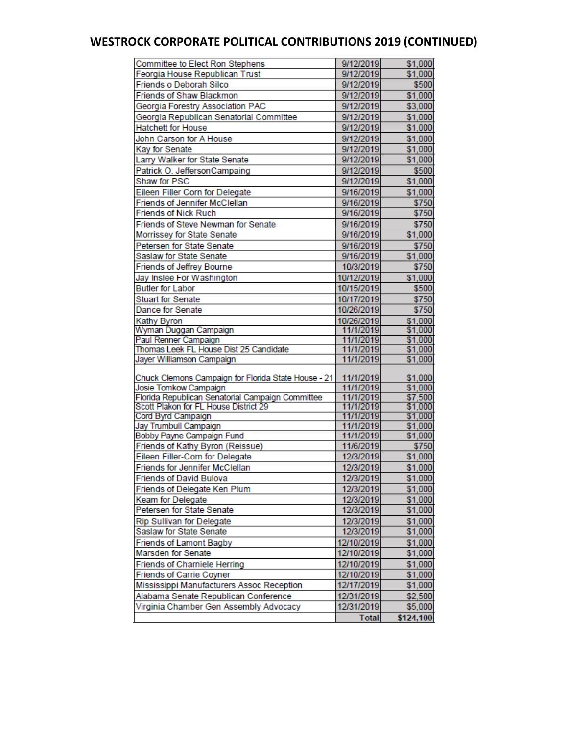# WESTROCK CORPORATE POLITICAL CONTRIBUTIONS 2019 (CONTINUED)

| | | |
|---|---|---|
| Committee to Elect Ron Stephens | 9/12/2019 | $1,000 |
| Feorgia House Republican Trust | 9/12/2019 | $1,000 |
| Friends o Deborah Silco | 9/12/2019 | $500 |
| Friends of Shaw Blackmon | 9/12/2019 | $1,000 |
| Georgia Forestry Association PAC | 9/12/2019 | $3,000 |
| Georgia Republican Senatorial Committee | 9/12/2019 | $1,000 |
| Hatchett for House | 9/12/2019 | $1,000 |
| John Carson for A House | 9/12/2019 | $1,000 |
| Kay for Senate | 9/12/2019 | $1,000 |
| Larry Walker for State Senate | 9/12/2019 | $1,000 |
| Patrick O. JeffersonCampaing | 9/12/2019 | $500 |
| Shaw for PSC | 9/12/2019 | $1,000 |
| Eileen Filler Corn for Delegate | 9/16/2019 | $1,000 |
| Friends of Jennifer McClellan | 9/16/2019 | $750 |
| Friends of Nick Ruch | 9/16/2019 | $750 |
| Friends of Steve Newman for Senate | 9/16/2019 | $750 |
| Morrissey for State Senate | 9/16/2019 | $1,000 |
| Petersen for State Senate | 9/16/2019 | $750 |
| Saslaw for State Senate | 9/16/2019 | $1,000 |
| Friends of Jeffrey Bourne | 10/3/2019 | $750 |
| Jay Inslee For Washington | 10/12/2019 | $1,000 |
| Butler for Labor | 10/15/2019 | $500 |
| Stuart for Senate | 10/17/2019 | $750 |
| Dance for Senate | 10/26/2019 | $750 |
| Kathy Byron | 10/26/2019 | $1,000 |
| Wyman Duggan Campaign | 11/1/2019 | $1,000 |
| Paul Renner Campaign | 11/1/2019 | $1,000 |
| Thomas Leek FL House Dist 25 Candidate | 11/1/2019 | $1,000 |
| Jayer Williamson Campaign | 11/1/2019 | $1,000 |
| Chuck Clemons Campaign for Florida State House - 21 | 11/1/2019 | $1,000 |
| Josie Tomkow Campaign | 11/1/2019 | $1,000 |
| Florida Republican Senatorial Campaign Committee | 11/1/2019 | $7,500 |
| Scott Plakon for FL House District 29 | 11/1/2019 | $1,000 |
| Cord Byrd Campaign | 11/1/2019 | $1,000 |
| Jay Trumbull Campaign | 11/1/2019 | $1,000 |
| Bobby Payne Campaign Fund | 11/1/2019 | $1,000 |
| Friends of Kathy Byron (Reissue) | 11/6/2019 | $750 |
| Eileen Filler-Corn for Delegate | 12/3/2019 | $1,000 |
| Friends for Jennifer McClellan | 12/3/2019 | $1,000 |
| Friends of David Bulova | 12/3/2019 | $1,000 |
| Friends of Delegate Ken Plum | 12/3/2019 | $1,000 |
| Keam for Delegate | 12/3/2019 | $1,000 |
| Petersen for State Senate | 12/3/2019 | $1,000 |
| Rip Sullivan for Delegate | 12/3/2019 | $1,000 |
| Saslaw for State Senate | 12/3/2019 | $1,000 |
| Friends of Lamont Bagby | 12/10/2019 | $1,000 |
| Marsden for Senate | 12/10/2019 | $1,000 |
| Friends of Charniele Herring | 12/10/2019 | $1,000 |
| Friends of Carrie Coyner | 12/10/2019 | $1,000 |
| Mississippi Manufacturers Assoc Reception | 12/17/2019 | $1,000 |
| Alabama Senate Republican Conference | 12/31/2019 | $2,500 |
| Virginia Chamber Gen Assembly Advocacy | 12/31/2019 | $5,000 |
| | **Total** | **$124,100** |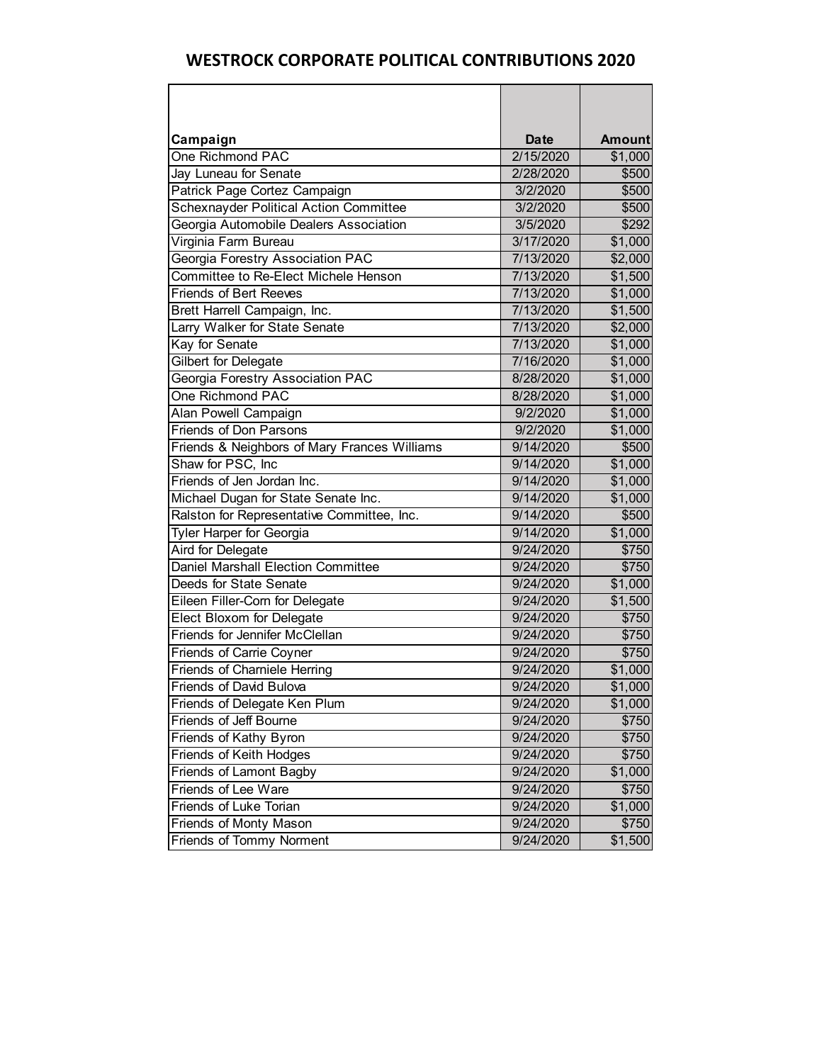# WESTROCK CORPORATE POLITICAL CONTRIBUTIONS 2020

| Campaign | Date | Amount |
|---|---|---|
| One Richmond PAC | 2/15/2020 | $1,000 |
| Jay Luneau for Senate | 2/28/2020 | $500 |
| Patrick Page Cortez Campaign | 3/2/2020 | $500 |
| Schexnayder Political Action Committee | 3/2/2020 | $500 |
| Georgia Automobile Dealers Association | 3/5/2020 | $292 |
| Virginia Farm Bureau | 3/17/2020 | $1,000 |
| Georgia Forestry Association PAC | 7/13/2020 | $2,000 |
| Committee to Re-Elect Michele Henson | 7/13/2020 | $1,500 |
| Friends of Bert Reeves | 7/13/2020 | $1,000 |
| Brett Harrell Campaign, Inc. | 7/13/2020 | $1,500 |
| Larry Walker for State Senate | 7/13/2020 | $2,000 |
| Kay for Senate | 7/13/2020 | $1,000 |
| Gilbert for Delegate | 7/16/2020 | $1,000 |
| Georgia Forestry Association PAC | 8/28/2020 | $1,000 |
| One Richmond PAC | 8/28/2020 | $1,000 |
| Alan Powell Campaign | 9/2/2020 | $1,000 |
| Friends of Don Parsons | 9/2/2020 | $1,000 |
| Friends & Neighbors of Mary Frances Williams | 9/14/2020 | $500 |
| Shaw for PSC, Inc | 9/14/2020 | $1,000 |
| Friends of Jen Jordan Inc. | 9/14/2020 | $1,000 |
| Michael Dugan for State Senate Inc. | 9/14/2020 | $1,000 |
| Ralston for Representative Committee, Inc. | 9/14/2020 | $500 |
| Tyler Harper for Georgia | 9/14/2020 | $1,000 |
| Aird for Delegate | 9/24/2020 | $750 |
| Daniel Marshall Election Committee | 9/24/2020 | $750 |
| Deeds for State Senate | 9/24/2020 | $1,000 |
| Eileen Filler-Corn for Delegate | 9/24/2020 | $1,500 |
| Elect Bloxom for Delegate | 9/24/2020 | $750 |
| Friends for Jennifer McClellan | 9/24/2020 | $750 |
| Friends of Carrie Coyner | 9/24/2020 | $750 |
| Friends of Charniele Herring | 9/24/2020 | $1,000 |
| Friends of David Bulova | 9/24/2020 | $1,000 |
| Friends of Delegate Ken Plum | 9/24/2020 | $1,000 |
| Friends of Jeff Bourne | 9/24/2020 | $750 |
| Friends of Kathy Byron | 9/24/2020 | $750 |
| Friends of Keith Hodges | 9/24/2020 | $750 |
| Friends of Lamont Bagby | 9/24/2020 | $1,000 |
| Friends of Lee Ware | 9/24/2020 | $750 |
| Friends of Luke Torian | 9/24/2020 | $1,000 |
| Friends of Monty Mason | 9/24/2020 | $750 |
| Friends of Tommy Norment | 9/24/2020 | $1,500 |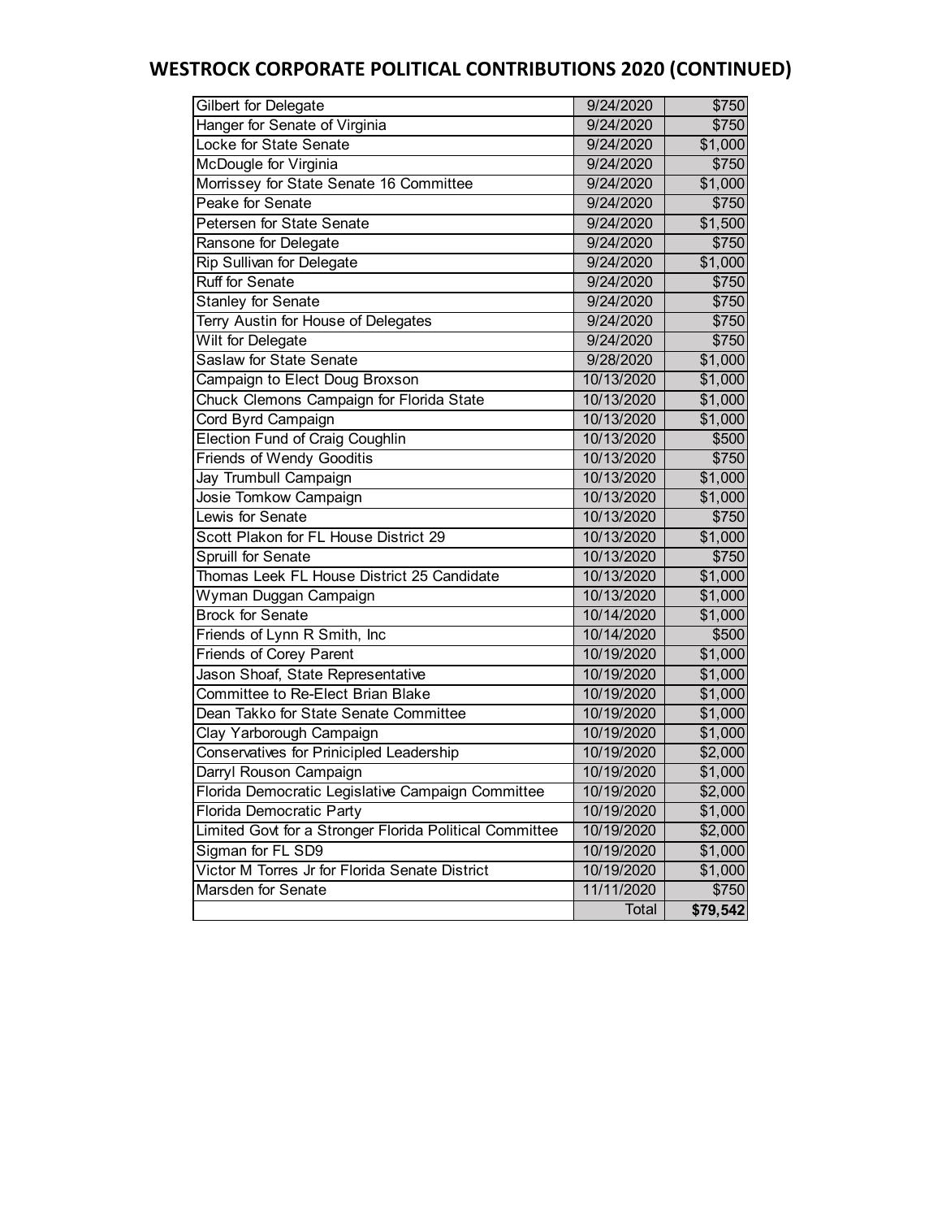# WESTROCK CORPORATE POLITICAL CONTRIBUTIONS 2020 (CONTINUED)

| | | |
|---|---|---|
| Gilbert for Delegate | 9/24/2020 | $750 |
| Hanger for Senate of Virginia | 9/24/2020 | $750 |
| Locke for State Senate | 9/24/2020 | $1,000 |
| McDougle for Virginia | 9/24/2020 | $750 |
| Morrissey for State Senate 16 Committee | 9/24/2020 | $1,000 |
| Peake for Senate | 9/24/2020 | $750 |
| Petersen for State Senate | 9/24/2020 | $1,500 |
| Ransone for Delegate | 9/24/2020 | $750 |
| Rip Sullivan for Delegate | 9/24/2020 | $1,000 |
| Ruff for Senate | 9/24/2020 | $750 |
| Stanley for Senate | 9/24/2020 | $750 |
| Terry Austin for House of Delegates | 9/24/2020 | $750 |
| Wilt for Delegate | 9/24/2020 | $750 |
| Saslaw for State Senate | 9/28/2020 | $1,000 |
| Campaign to Elect Doug Broxson | 10/13/2020 | $1,000 |
| Chuck Clemons Campaign for Florida State | 10/13/2020 | $1,000 |
| Cord Byrd Campaign | 10/13/2020 | $1,000 |
| Election Fund of Craig Coughlin | 10/13/2020 | $500 |
| Friends of Wendy Gooditis | 10/13/2020 | $750 |
| Jay Trumbull Campaign | 10/13/2020 | $1,000 |
| Josie Tomkow Campaign | 10/13/2020 | $1,000 |
| Lewis for Senate | 10/13/2020 | $750 |
| Scott Plakon for FL House District 29 | 10/13/2020 | $1,000 |
| Spruill for Senate | 10/13/2020 | $750 |
| Thomas Leek FL House District 25 Candidate | 10/13/2020 | $1,000 |
| Wyman Duggan Campaign | 10/13/2020 | $1,000 |
| Brock for Senate | 10/14/2020 | $1,000 |
| Friends of Lynn R Smith, Inc | 10/14/2020 | $500 |
| Friends of Corey Parent | 10/19/2020 | $1,000 |
| Jason Shoaf, State Representative | 10/19/2020 | $1,000 |
| Committee to Re-Elect Brian Blake | 10/19/2020 | $1,000 |
| Dean Takko for State Senate Committee | 10/19/2020 | $1,000 |
| Clay Yarborough Campaign | 10/19/2020 | $1,000 |
| Conservatives for Prinicipled Leadership | 10/19/2020 | $2,000 |
| Darryl Rouson Campaign | 10/19/2020 | $1,000 |
| Florida Democratic Legislative Campaign Committee | 10/19/2020 | $2,000 |
| Florida Democratic Party | 10/19/2020 | $1,000 |
| Limited Govt for a Stronger Florida Political Committee | 10/19/2020 | $2,000 |
| Sigman for FL SD9 | 10/19/2020 | $1,000 |
| Victor M Torres Jr for Florida Senate District | 10/19/2020 | $1,000 |
| Marsden for Senate | 11/11/2020 | $750 |
| | Total | **$79,542** |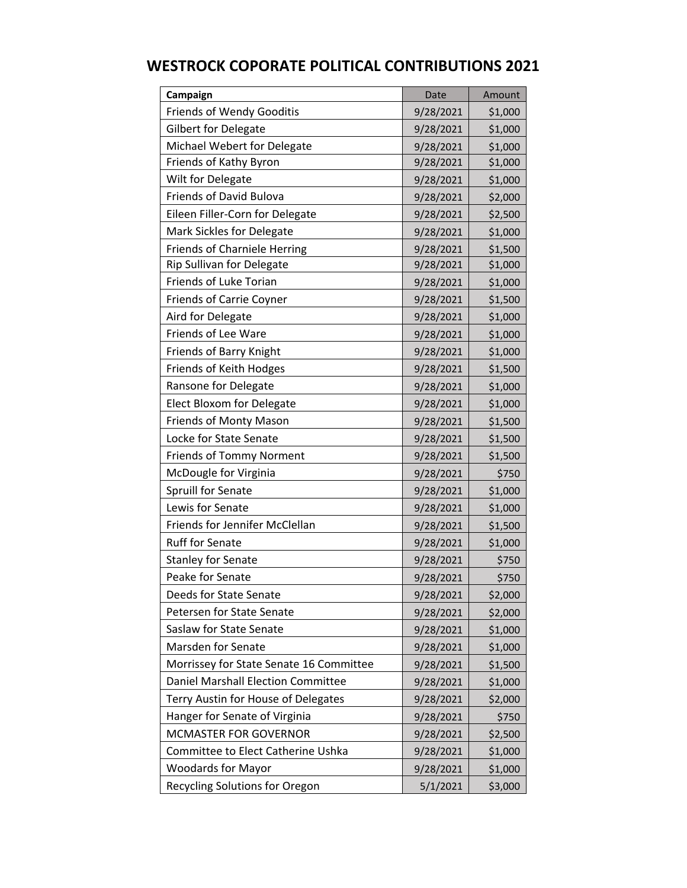# WESTROCK COPORATE POLITICAL CONTRIBUTIONS 2021

| Campaign | Date | Amount |
|---|---|---|
| Friends of Wendy Gooditis | 9/28/2021 | $1,000 |
| Gilbert for Delegate | 9/28/2021 | $1,000 |
| Michael Webert for Delegate | 9/28/2021 | $1,000 |
| Friends of Kathy Byron | 9/28/2021 | $1,000 |
| Wilt for Delegate | 9/28/2021 | $1,000 |
| Friends of David Bulova | 9/28/2021 | $2,000 |
| Eileen Filler-Corn for Delegate | 9/28/2021 | $2,500 |
| Mark Sickles for Delegate | 9/28/2021 | $1,000 |
| Friends of Charniele Herring | 9/28/2021 | $1,500 |
| Rip Sullivan for Delegate | 9/28/2021 | $1,000 |
| Friends of Luke Torian | 9/28/2021 | $1,000 |
| Friends of Carrie Coyner | 9/28/2021 | $1,500 |
| Aird for Delegate | 9/28/2021 | $1,000 |
| Friends of Lee Ware | 9/28/2021 | $1,000 |
| Friends of Barry Knight | 9/28/2021 | $1,000 |
| Friends of Keith Hodges | 9/28/2021 | $1,500 |
| Ransone for Delegate | 9/28/2021 | $1,000 |
| Elect Bloxom for Delegate | 9/28/2021 | $1,000 |
| Friends of Monty Mason | 9/28/2021 | $1,500 |
| Locke for State Senate | 9/28/2021 | $1,500 |
| Friends of Tommy Norment | 9/28/2021 | $1,500 |
| McDougle for Virginia | 9/28/2021 | $750 |
| Spruill for Senate | 9/28/2021 | $1,000 |
| Lewis for Senate | 9/28/2021 | $1,000 |
| Friends for Jennifer McClellan | 9/28/2021 | $1,500 |
| Ruff for Senate | 9/28/2021 | $1,000 |
| Stanley for Senate | 9/28/2021 | $750 |
| Peake for Senate | 9/28/2021 | $750 |
| Deeds for State Senate | 9/28/2021 | $2,000 |
| Petersen for State Senate | 9/28/2021 | $2,000 |
| Saslaw for State Senate | 9/28/2021 | $1,000 |
| Marsden for Senate | 9/28/2021 | $1,000 |
| Morrissey for State Senate 16 Committee | 9/28/2021 | $1,500 |
| Daniel Marshall Election Committee | 9/28/2021 | $1,000 |
| Terry Austin for House of Delegates | 9/28/2021 | $2,000 |
| Hanger for Senate of Virginia | 9/28/2021 | $750 |
| MCMASTER FOR GOVERNOR | 9/28/2021 | $2,500 |
| Committee to Elect Catherine Ushka | 9/28/2021 | $1,000 |
| Woodards for Mayor | 9/28/2021 | $1,000 |
| Recycling Solutions for Oregon | 5/1/2021 | $3,000 |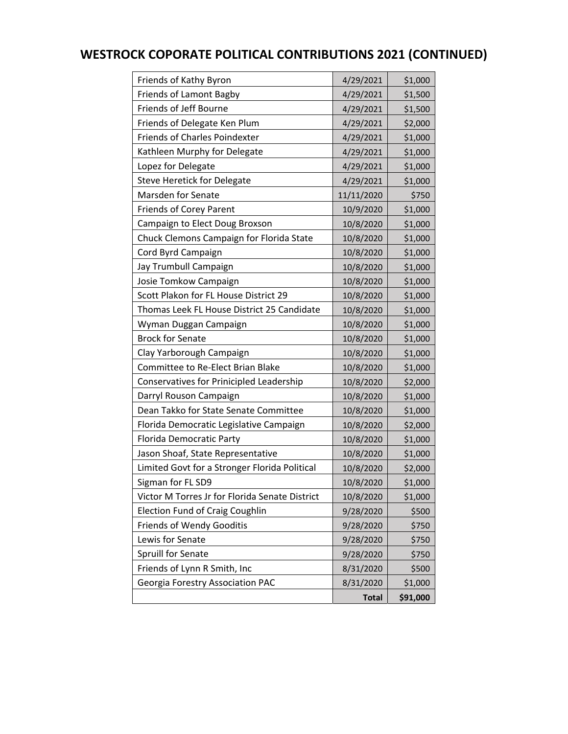# WESTROCK COPORATE POLITICAL CONTRIBUTIONS 2021 (CONTINUED)

| | | |
|---|---|---|
| Friends of Kathy Byron | 4/29/2021 | $1,000 |
| Friends of Lamont Bagby | 4/29/2021 | $1,500 |
| Friends of Jeff Bourne | 4/29/2021 | $1,500 |
| Friends of Delegate Ken Plum | 4/29/2021 | $2,000 |
| Friends of Charles Poindexter | 4/29/2021 | $1,000 |
| Kathleen Murphy for Delegate | 4/29/2021 | $1,000 |
| Lopez for Delegate | 4/29/2021 | $1,000 |
| Steve Heretick for Delegate | 4/29/2021 | $1,000 |
| Marsden for Senate | 11/11/2020 | $750 |
| Friends of Corey Parent | 10/9/2020 | $1,000 |
| Campaign to Elect Doug Broxson | 10/8/2020 | $1,000 |
| Chuck Clemons Campaign for Florida State | 10/8/2020 | $1,000 |
| Cord Byrd Campaign | 10/8/2020 | $1,000 |
| Jay Trumbull Campaign | 10/8/2020 | $1,000 |
| Josie Tomkow Campaign | 10/8/2020 | $1,000 |
| Scott Plakon for FL House District 29 | 10/8/2020 | $1,000 |
| Thomas Leek FL House District 25 Candidate | 10/8/2020 | $1,000 |
| Wyman Duggan Campaign | 10/8/2020 | $1,000 |
| Brock for Senate | 10/8/2020 | $1,000 |
| Clay Yarborough Campaign | 10/8/2020 | $1,000 |
| Committee to Re-Elect Brian Blake | 10/8/2020 | $1,000 |
| Conservatives for Prinicipled Leadership | 10/8/2020 | $2,000 |
| Darryl Rouson Campaign | 10/8/2020 | $1,000 |
| Dean Takko for State Senate Committee | 10/8/2020 | $1,000 |
| Florida Democratic Legislative Campaign | 10/8/2020 | $2,000 |
| Florida Democratic Party | 10/8/2020 | $1,000 |
| Jason Shoaf, State Representative | 10/8/2020 | $1,000 |
| Limited Govt for a Stronger Florida Political | 10/8/2020 | $2,000 |
| Sigman for FL SD9 | 10/8/2020 | $1,000 |
| Victor M Torres Jr for Florida Senate District | 10/8/2020 | $1,000 |
| Election Fund of Craig Coughlin | 9/28/2020 | $500 |
| Friends of Wendy Gooditis | 9/28/2020 | $750 |
| Lewis for Senate | 9/28/2020 | $750 |
| Spruill for Senate | 9/28/2020 | $750 |
| Friends of Lynn R Smith, Inc | 8/31/2020 | $500 |
| Georgia Forestry Association PAC | 8/31/2020 | $1,000 |
| | **Total** | **$91,000** |